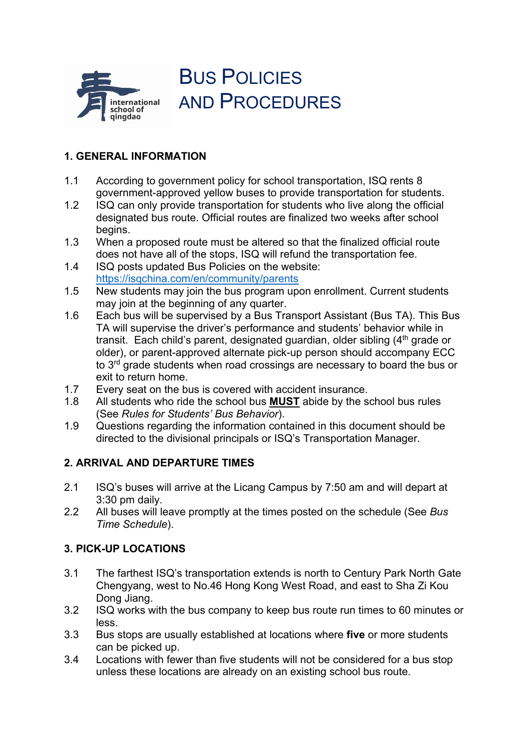# Bus Policies and Procedures

## 1. GENERAL INFORMATION

1.1 According to government policy for school transportation, ISQ rents 8 government-approved yellow buses to provide transportation for students.

1.2 ISQ can only provide transportation for students who live along the official designated bus route. Official routes are finalized two weeks after school begins.

1.3 When a proposed route must be altered so that the finalized official route does not have all of the stops, ISQ will refund the transportation fee.

1.4 ISQ posts updated Bus Policies on the website: https://isqchina.com/en/community/parents

1.5 New students may join the bus program upon enrollment. Current students may join at the beginning of any quarter.

1.6 Each bus will be supervised by a Bus Transport Assistant (Bus TA). This Bus TA will supervise the driver's performance and students' behavior while in transit. Each child's parent, designated guardian, older sibling (4th grade or older), or parent-approved alternate pick-up person should accompany ECC to 3rd grade students when road crossings are necessary to board the bus or exit to return home.

1.7 Every seat on the bus is covered with accident insurance.

1.8 All students who ride the school bus **MUST** abide by the school bus rules (See *Rules for Students' Bus Behavior*).

1.9 Questions regarding the information contained in this document should be directed to the divisional principals or ISQ's Transportation Manager.

## 2. ARRIVAL AND DEPARTURE TIMES

2.1 ISQ's buses will arrive at the Licang Campus by 7:50 am and will depart at 3:30 pm daily.

2.2 All buses will leave promptly at the times posted on the schedule (See *Bus Time Schedule*).

## 3. PICK-UP LOCATIONS

3.1 The farthest ISQ's transportation extends is north to Century Park North Gate Chengyang, west to No.46 Hong Kong West Road, and east to Sha Zi Kou Dong Jiang.

3.2 ISQ works with the bus company to keep bus route run times to 60 minutes or less.

3.3 Bus stops are usually established at locations where **five** or more students can be picked up.

3.4 Locations with fewer than five students will not be considered for a bus stop unless these locations are already on an existing school bus route.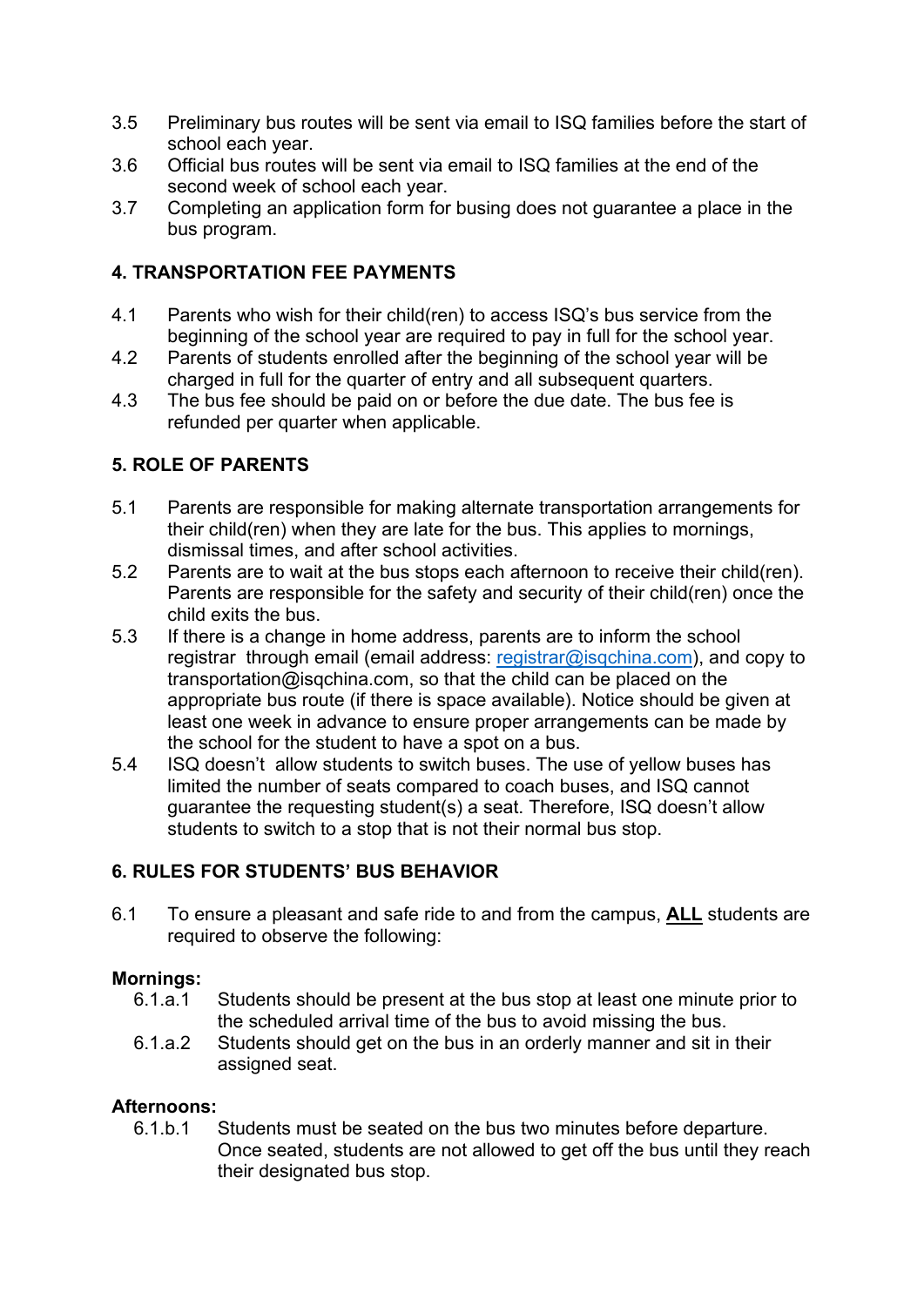3.5 Preliminary bus routes will be sent via email to ISQ families before the start of school each year.

3.6 Official bus routes will be sent via email to ISQ families at the end of the second week of school each year.

3.7 Completing an application form for busing does not guarantee a place in the bus program.

## 4. TRANSPORTATION FEE PAYMENTS

4.1 Parents who wish for their child(ren) to access ISQ's bus service from the beginning of the school year are required to pay in full for the school year.

4.2 Parents of students enrolled after the beginning of the school year will be charged in full for the quarter of entry and all subsequent quarters.

4.3 The bus fee should be paid on or before the due date. The bus fee is refunded per quarter when applicable.

## 5. ROLE OF PARENTS

5.1 Parents are responsible for making alternate transportation arrangements for their child(ren) when they are late for the bus. This applies to mornings, dismissal times, and after school activities.

5.2 Parents are to wait at the bus stops each afternoon to receive their child(ren). Parents are responsible for the safety and security of their child(ren) once the child exits the bus.

5.3 If there is a change in home address, parents are to inform the school registrar through email (email address: registrar@isqchina.com), and copy to transportation@isqchina.com, so that the child can be placed on the appropriate bus route (if there is space available). Notice should be given at least one week in advance to ensure proper arrangements can be made by the school for the student to have a spot on a bus.

5.4 ISQ doesn't allow students to switch buses. The use of yellow buses has limited the number of seats compared to coach buses, and ISQ cannot guarantee the requesting student(s) a seat. Therefore, ISQ doesn't allow students to switch to a stop that is not their normal bus stop.

## 6. RULES FOR STUDENTS' BUS BEHAVIOR

6.1 To ensure a pleasant and safe ride to and from the campus, **ALL** students are required to observe the following:

**Mornings:**

6.1.a.1 Students should be present at the bus stop at least one minute prior to the scheduled arrival time of the bus to avoid missing the bus.

6.1.a.2 Students should get on the bus in an orderly manner and sit in their assigned seat.

**Afternoons:**

6.1.b.1 Students must be seated on the bus two minutes before departure. Once seated, students are not allowed to get off the bus until they reach their designated bus stop.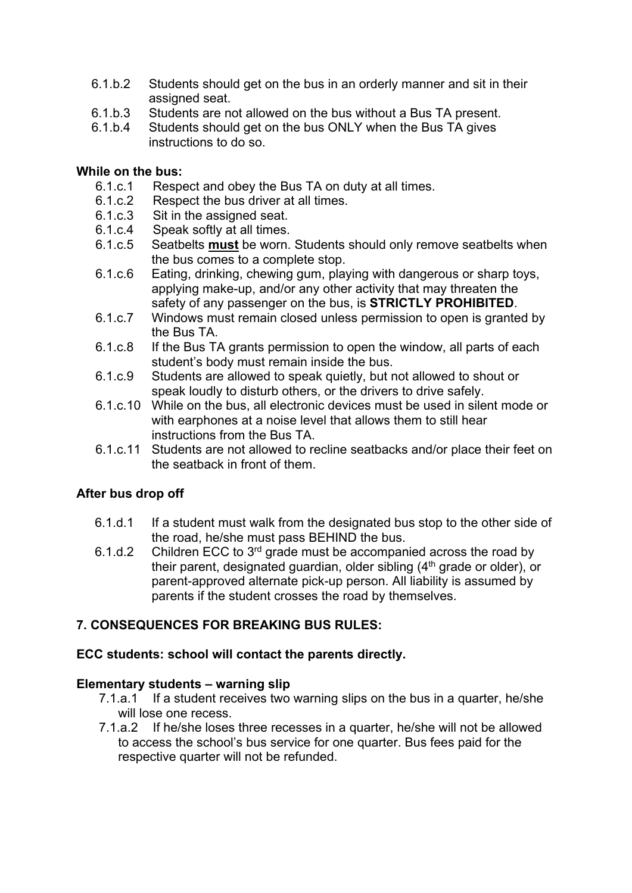- 6.1.b.2 Students should get on the bus in an orderly manner and sit in their assigned seat.
- 6.1.b.3 Students are not allowed on the bus without a Bus TA present.
- 6.1.b.4 Students should get on the bus ONLY when the Bus TA gives instructions to do so.

**While on the bus:**

- 6.1.c.1 Respect and obey the Bus TA on duty at all times.
- 6.1.c.2 Respect the bus driver at all times.
- 6.1.c.3 Sit in the assigned seat.
- 6.1.c.4 Speak softly at all times.
- 6.1.c.5 Seatbelts **must** be worn. Students should only remove seatbelts when the bus comes to a complete stop.
- 6.1.c.6 Eating, drinking, chewing gum, playing with dangerous or sharp toys, applying make-up, and/or any other activity that may threaten the safety of any passenger on the bus, is **STRICTLY PROHIBITED**.
- 6.1.c.7 Windows must remain closed unless permission to open is granted by the Bus TA.
- 6.1.c.8 If the Bus TA grants permission to open the window, all parts of each student's body must remain inside the bus.
- 6.1.c.9 Students are allowed to speak quietly, but not allowed to shout or speak loudly to disturb others, or the drivers to drive safely.
- 6.1.c.10 While on the bus, all electronic devices must be used in silent mode or with earphones at a noise level that allows them to still hear instructions from the Bus TA.
- 6.1.c.11 Students are not allowed to recline seatbacks and/or place their feet on the seatback in front of them.

**After bus drop off**

- 6.1.d.1 If a student must walk from the designated bus stop to the other side of the road, he/she must pass BEHIND the bus.
- 6.1.d.2 Children ECC to 3rd grade must be accompanied across the road by their parent, designated guardian, older sibling (4th grade or older), or parent-approved alternate pick-up person. All liability is assumed by parents if the student crosses the road by themselves.

## 7. CONSEQUENCES FOR BREAKING BUS RULES:

**ECC students: school will contact the parents directly.**

**Elementary students – warning slip**

- 7.1.a.1 If a student receives two warning slips on the bus in a quarter, he/she will lose one recess.
- 7.1.a.2 If he/she loses three recesses in a quarter, he/she will not be allowed to access the school's bus service for one quarter. Bus fees paid for the respective quarter will not be refunded.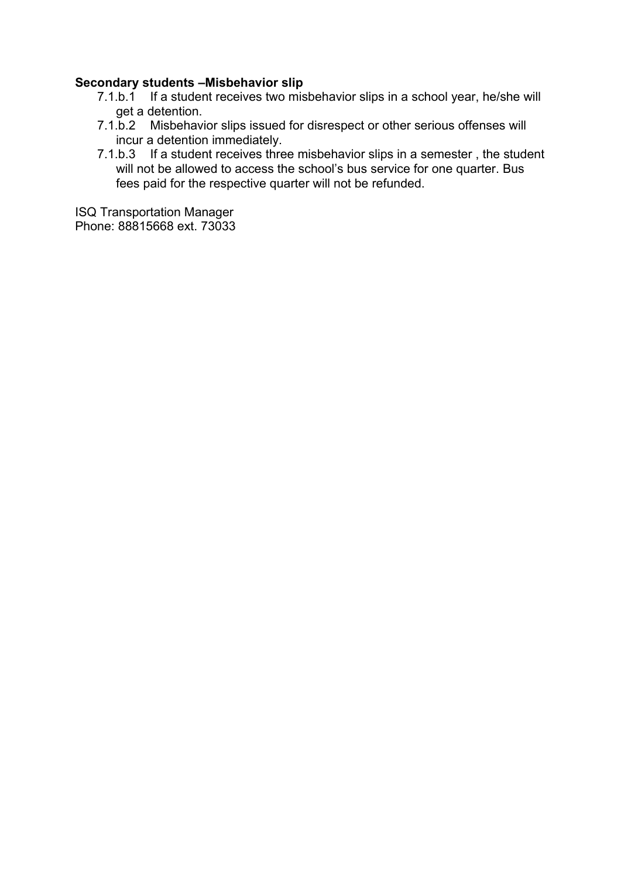**Secondary students –Misbehavior slip**

- 7.1.b.1 If a student receives two misbehavior slips in a school year, he/she will get a detention.
- 7.1.b.2 Misbehavior slips issued for disrespect or other serious offenses will incur a detention immediately.
- 7.1.b.3 If a student receives three misbehavior slips in a semester , the student will not be allowed to access the school's bus service for one quarter. Bus fees paid for the respective quarter will not be refunded.

ISQ Transportation Manager
Phone: 88815668 ext. 73033